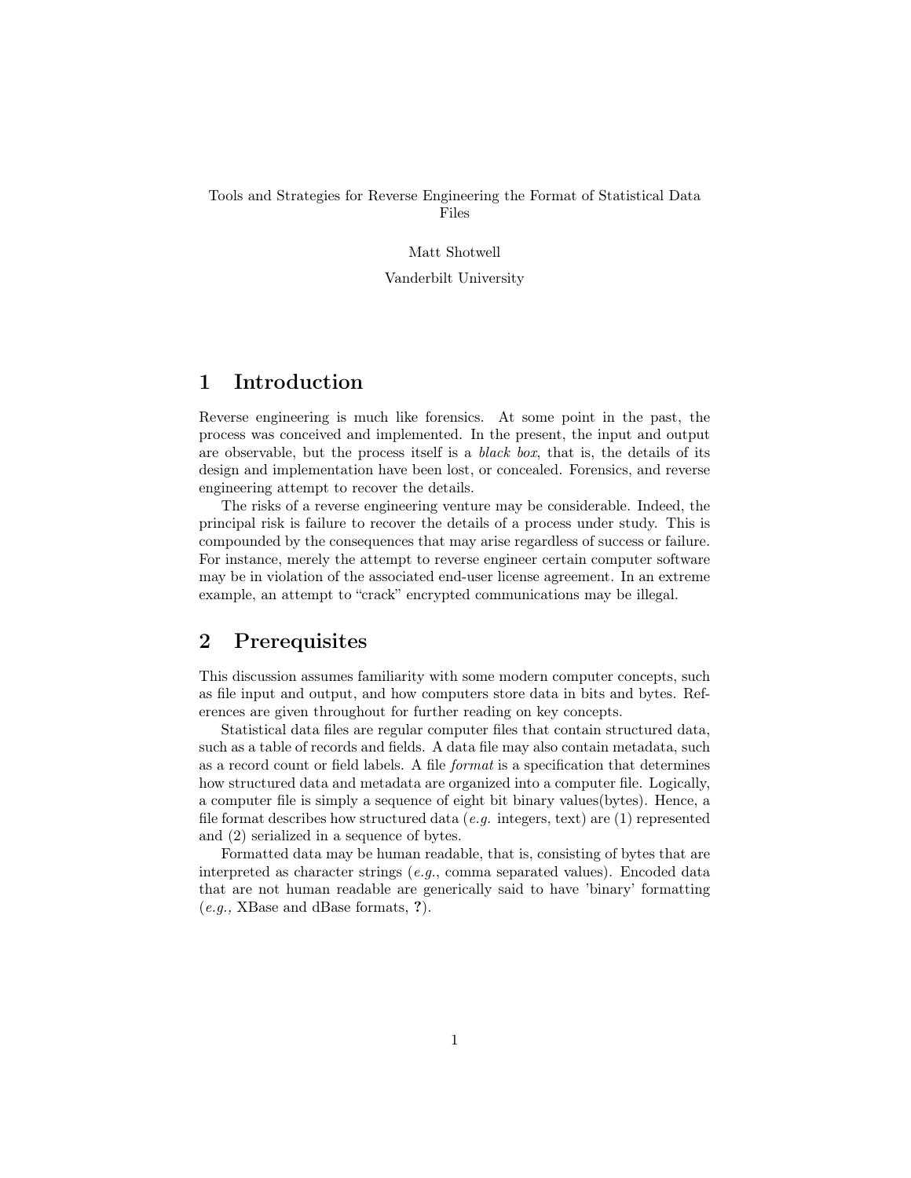Tools and Strategies for Reverse Engineering the Format of Statistical Data Files

Matt Shotwell

Vanderbilt University

# 1 Introduction

Reverse engineering is much like forensics. At some point in the past, the process was conceived and implemented. In the present, the input and output are observable, but the process itself is a *black box*, that is, the details of its design and implementation have been lost, or concealed. Forensics, and reverse engineering attempt to recover the details.

The risks of a reverse engineering venture may be considerable. Indeed, the principal risk is failure to recover the details of a process under study. This is compounded by the consequences that may arise regardless of success or failure. For instance, merely the attempt to reverse engineer certain computer software may be in violation of the associated end-user license agreement. In an extreme example, an attempt to "crack" encrypted communications may be illegal.

# 2 Prerequisites

This discussion assumes familiarity with some modern computer concepts, such as file input and output, and how computers store data in bits and bytes. References are given throughout for further reading on key concepts.

Statistical data files are regular computer files that contain structured data, such as a table of records and fields. A data file may also contain metadata, such as a record count or field labels. A file *format* is a specification that determines how structured data and metadata are organized into a computer file. Logically, a computer file is simply a sequence of eight bit binary values(bytes). Hence, a file format describes how structured data (*e.g.* integers, text) are (1) represented and (2) serialized in a sequence of bytes.

Formatted data may be human readable, that is, consisting of bytes that are interpreted as character strings (*e.g.*, comma separated values). Encoded data that are not human readable are generically said to have 'binary' formatting (*e.g.,* XBase and dBase formats, **?**).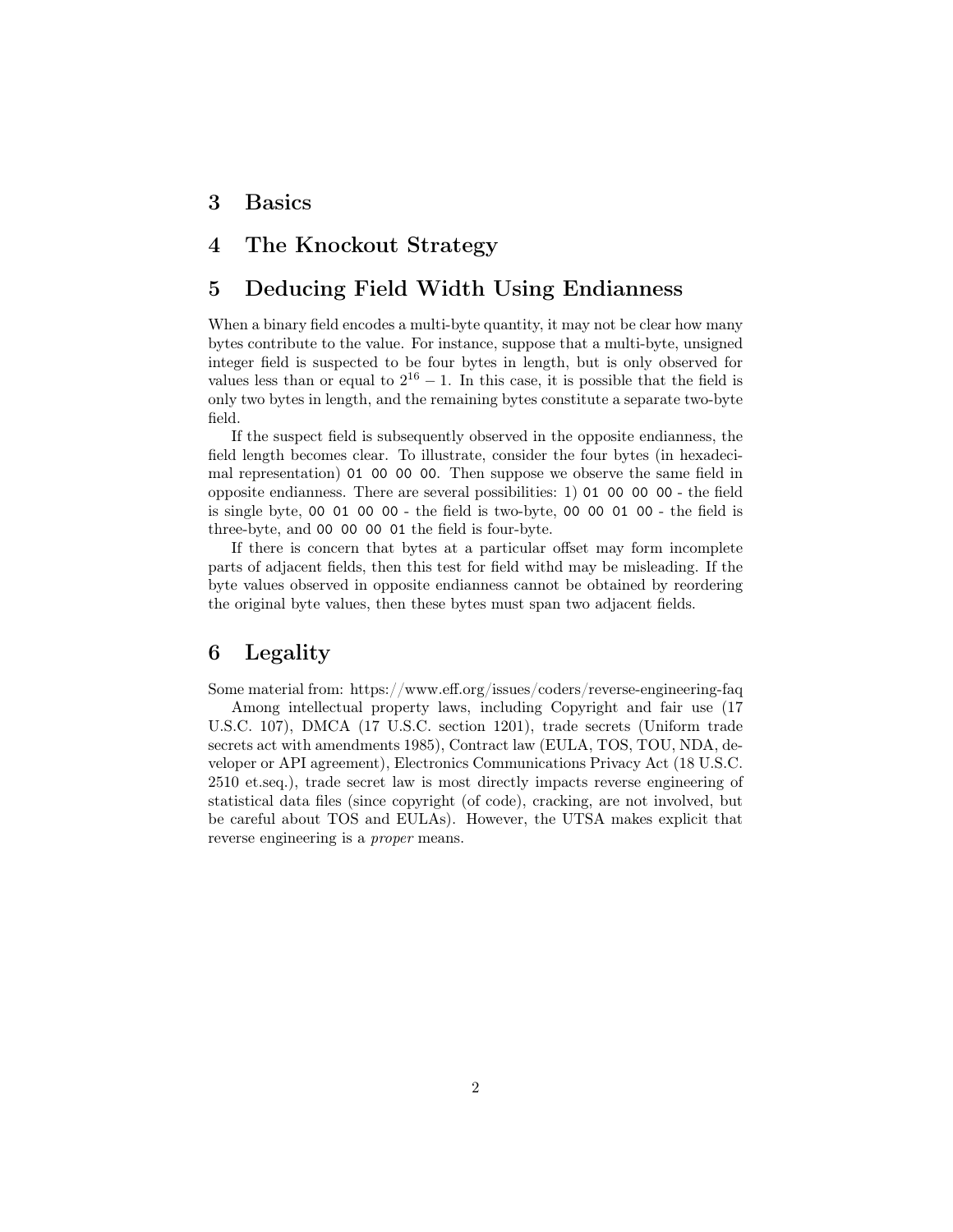# 3 Basics

# 4 The Knockout Strategy

# 5 Deducing Field Width Using Endianness

When a binary field encodes a multi-byte quantity, it may not be clear how many bytes contribute to the value. For instance, suppose that a multi-byte, unsigned integer field is suspected to be four bytes in length, but is only observed for values less than or equal to $2^{16} - 1$. In this case, it is possible that the field is only two bytes in length, and the remaining bytes constitute a separate two-byte field.

If the suspect field is subsequently observed in the opposite endianness, the field length becomes clear. To illustrate, consider the four bytes (in hexadecimal representation) `01 00 00 00`. Then suppose we observe the same field in opposite endianness. There are several possibilities: 1) `01 00 00 00` - the field is single byte, `00 01 00 00` - the field is two-byte, `00 00 01 00` - the field is three-byte, and `00 00 00 01` the field is four-byte.

If there is concern that bytes at a particular offset may form incomplete parts of adjacent fields, then this test for field withd may be misleading. If the byte values observed in opposite endianness cannot be obtained by reordering the original byte values, then these bytes must span two adjacent fields.

# 6 Legality

Some material from: https://www.eff.org/issues/coders/reverse-engineering-faq

Among intellectual property laws, including Copyright and fair use (17 U.S.C. 107), DMCA (17 U.S.C. section 1201), trade secrets (Uniform trade secrets act with amendments 1985), Contract law (EULA, TOS, TOU, NDA, developer or API agreement), Electronics Communications Privacy Act (18 U.S.C. 2510 et.seq.), trade secret law is most directly impacts reverse engineering of statistical data files (since copyright (of code), cracking, are not involved, but be careful about TOS and EULAs). However, the UTSA makes explicit that reverse engineering is a *proper* means.